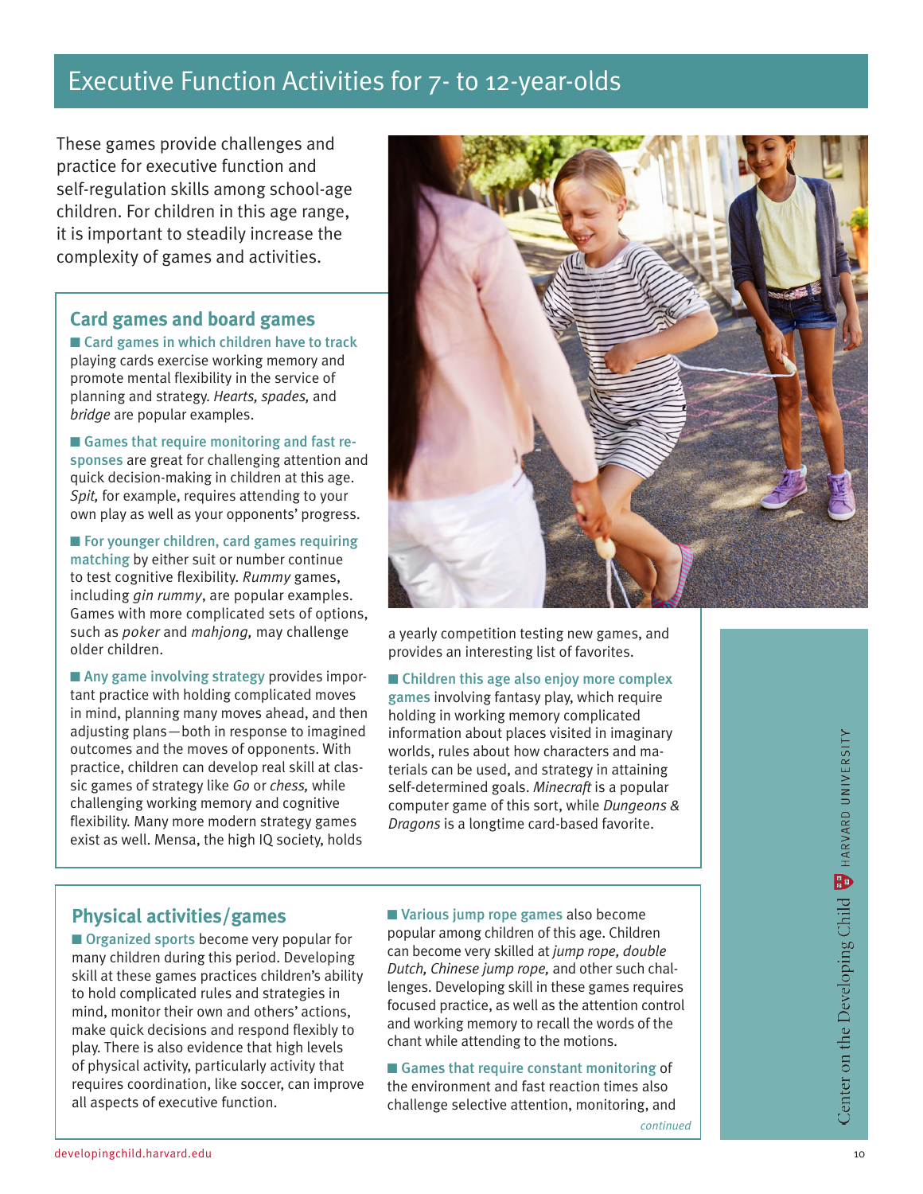# Executive Function Activities for 7- to 12-year-olds

These games provide challenges and practice for executive function and self-regulation skills among school-age children. For children in this age range, it is important to steadily increase the complexity of games and activities.

## Card games and board games

- **Card games in which children have to track** playing cards exercise working memory and promote mental flexibility in the service of planning and strategy. *Hearts, spades,* and *bridge* are popular examples.
- **Games that require monitoring and fast responses** are great for challenging attention and quick decision-making in children at this age. *Spit,* for example, requires attending to your own play as well as your opponents' progress.
- **For younger children, card games requiring matching** by either suit or number continue to test cognitive flexibility. *Rummy* games, including *gin rummy*, are popular examples. Games with more complicated sets of options, such as *poker* and *mahjong,* may challenge older children.
- **Any game involving strategy** provides important practice with holding complicated moves in mind, planning many moves ahead, and then adjusting plans—both in response to imagined outcomes and the moves of opponents. With practice, children can develop real skill at classic games of strategy like *Go* or *chess,* while challenging working memory and cognitive flexibility. Many more modern strategy games exist as well. Mensa, the high IQ society, holds a yearly competition testing new games, and provides an interesting list of favorites.
- **Children this age also enjoy more complex games** involving fantasy play, which require holding in working memory complicated information about places visited in imaginary worlds, rules about how characters and materials can be used, and strategy in attaining self-determined goals. *Minecraft* is a popular computer game of this sort, while *Dungeons & Dragons* is a longtime card-based favorite.

## Physical activities/games

- **Organized sports** become very popular for many children during this period. Developing skill at these games practices children's ability to hold complicated rules and strategies in mind, monitor their own and others' actions, make quick decisions and respond flexibly to play. There is also evidence that high levels of physical activity, particularly activity that requires coordination, like soccer, can improve all aspects of executive function.
- **Various jump rope games** also become popular among children of this age. Children can become very skilled at *jump rope, double Dutch, Chinese jump rope,* and other such challenges. Developing skill in these games requires focused practice, as well as the attention control and working memory to recall the words of the chant while attending to the motions.
- **Games that require constant monitoring** of the environment and fast reaction times also challenge selective attention, monitoring, and

*continued*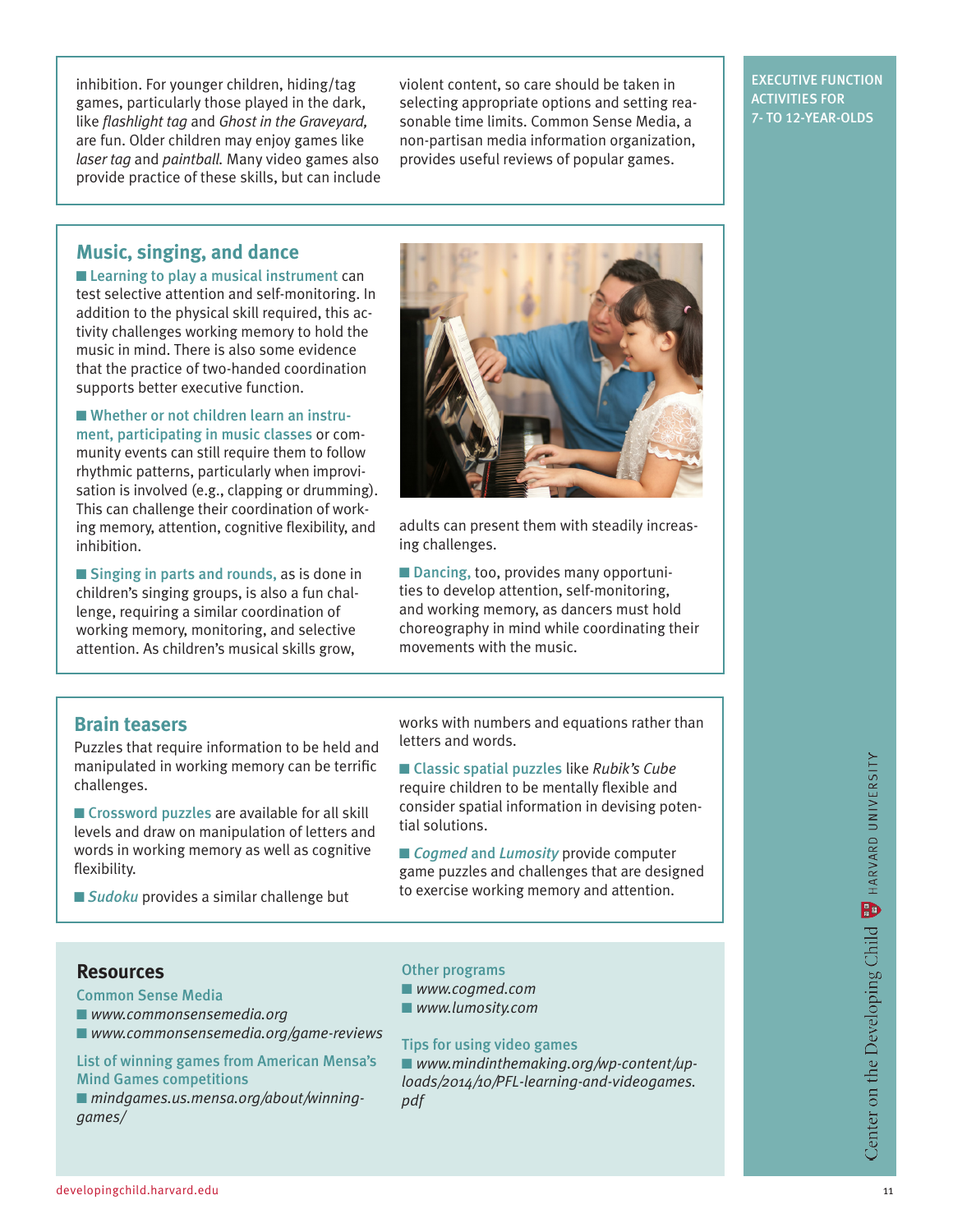inhibition. For younger children, hiding/tag games, particularly those played in the dark, like *flashlight tag* and *Ghost in the Graveyard*, are fun. Older children may enjoy games like *laser tag* and *paintball*. Many video games also provide practice of these skills, but can include violent content, so care should be taken in selecting appropriate options and setting reasonable time limits. Common Sense Media, a non-partisan media information organization, provides useful reviews of popular games.

## Music, singing, and dance

- **Learning to play a musical instrument** can test selective attention and self-monitoring. In addition to the physical skill required, this activity challenges working memory to hold the music in mind. There is also some evidence that the practice of two-handed coordination supports better executive function.
- **Whether or not children learn an instrument, participating in music classes** or community events can still require them to follow rhythmic patterns, particularly when improvisation is involved (e.g., clapping or drumming). This can challenge their coordination of working memory, attention, cognitive flexibility, and inhibition.
- **Singing in parts and rounds,** as is done in children's singing groups, is also a fun challenge, requiring a similar coordination of working memory, monitoring, and selective attention. As children's musical skills grow, adults can present them with steadily increasing challenges.
- **Dancing,** too, provides many opportunities to develop attention, self-monitoring, and working memory, as dancers must hold choreography in mind while coordinating their movements with the music.

## Brain teasers

Puzzles that require information to be held and manipulated in working memory can be terrific challenges.

- **Crossword puzzles** are available for all skill levels and draw on manipulation of letters and words in working memory as well as cognitive flexibility.
- ***Sudoku*** provides a similar challenge but works with numbers and equations rather than letters and words.
- **Classic spatial puzzles** like *Rubik's Cube* require children to be mentally flexible and consider spatial information in devising potential solutions.
- ***Cogmed* and *Lumosity*** provide computer game puzzles and challenges that are designed to exercise working memory and attention.

## Resources

**Common Sense Media**
- *www.commonsensemedia.org*
- *www.commonsensemedia.org/game-reviews*

**List of winning games from American Mensa's Mind Games competitions**
- *mindgames.us.mensa.org/about/winning-games/*

**Other programs**
- *www.cogmed.com*
- *www.lumosity.com*

**Tips for using video games**
- *www.mindinthemaking.org/wp-content/uploads/2014/10/PFL-learning-and-videogames.pdf*